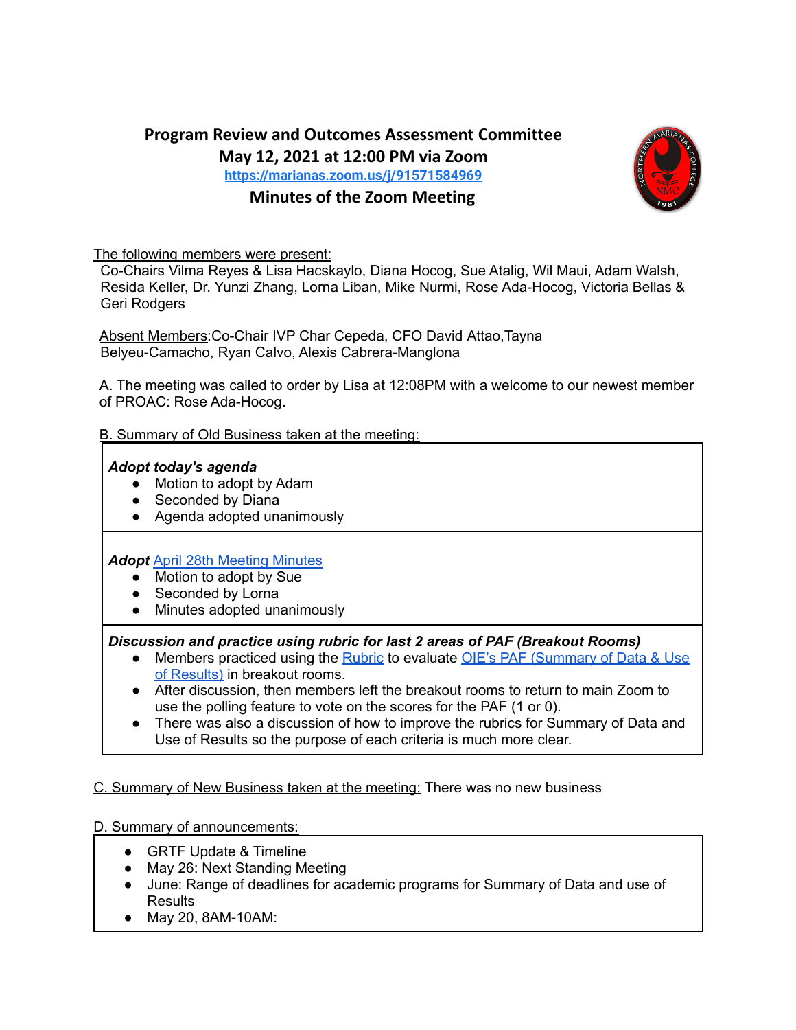# Program Review and Outcomes Assessment Committee

## May 12, 2021 at 12:00 PM via Zoom

https://marianas.zoom.us/j/91571584969

### Minutes of the Zoom Meeting

The following members were present:

Co-Chairs Vilma Reyes & Lisa Hacskaylo, Diana Hocog, Sue Atalig, Wil Maui, Adam Walsh, Resida Keller, Dr. Yunzi Zhang, Lorna Liban, Mike Nurmi, Rose Ada-Hocog, Victoria Bellas & Geri Rodgers

Absent Members:Co-Chair IVP Char Cepeda, CFO David Attao,Tayna Belyeu-Camacho, Ryan Calvo, Alexis Cabrera-Manglona

A. The meeting was called to order by Lisa at 12:08PM with a welcome to our newest member of PROAC: Rose Ada-Hocog.

B. Summary of Old Business taken at the meeting:

***Adopt today's agenda***
- Motion to adopt by Adam
- Seconded by Diana
- Agenda adopted unanimously

***Adopt* April 28th Meeting Minutes**
- Motion to adopt by Sue
- Seconded by Lorna
- Minutes adopted unanimously

***Discussion and practice using rubric for last 2 areas of PAF (Breakout Rooms)***
- Members practiced using the Rubric to evaluate OIE's PAF (Summary of Data & Use of Results) in breakout rooms.
- After discussion, then members left the breakout rooms to return to main Zoom to use the polling feature to vote on the scores for the PAF (1 or 0).
- There was also a discussion of how to improve the rubrics for Summary of Data and Use of Results so the purpose of each criteria is much more clear.

C. Summary of New Business taken at the meeting: There was no new business

D. Summary of announcements:

- GRTF Update & Timeline
- May 26: Next Standing Meeting
- June: Range of deadlines for academic programs for Summary of Data and use of Results
- May 20, 8AM-10AM: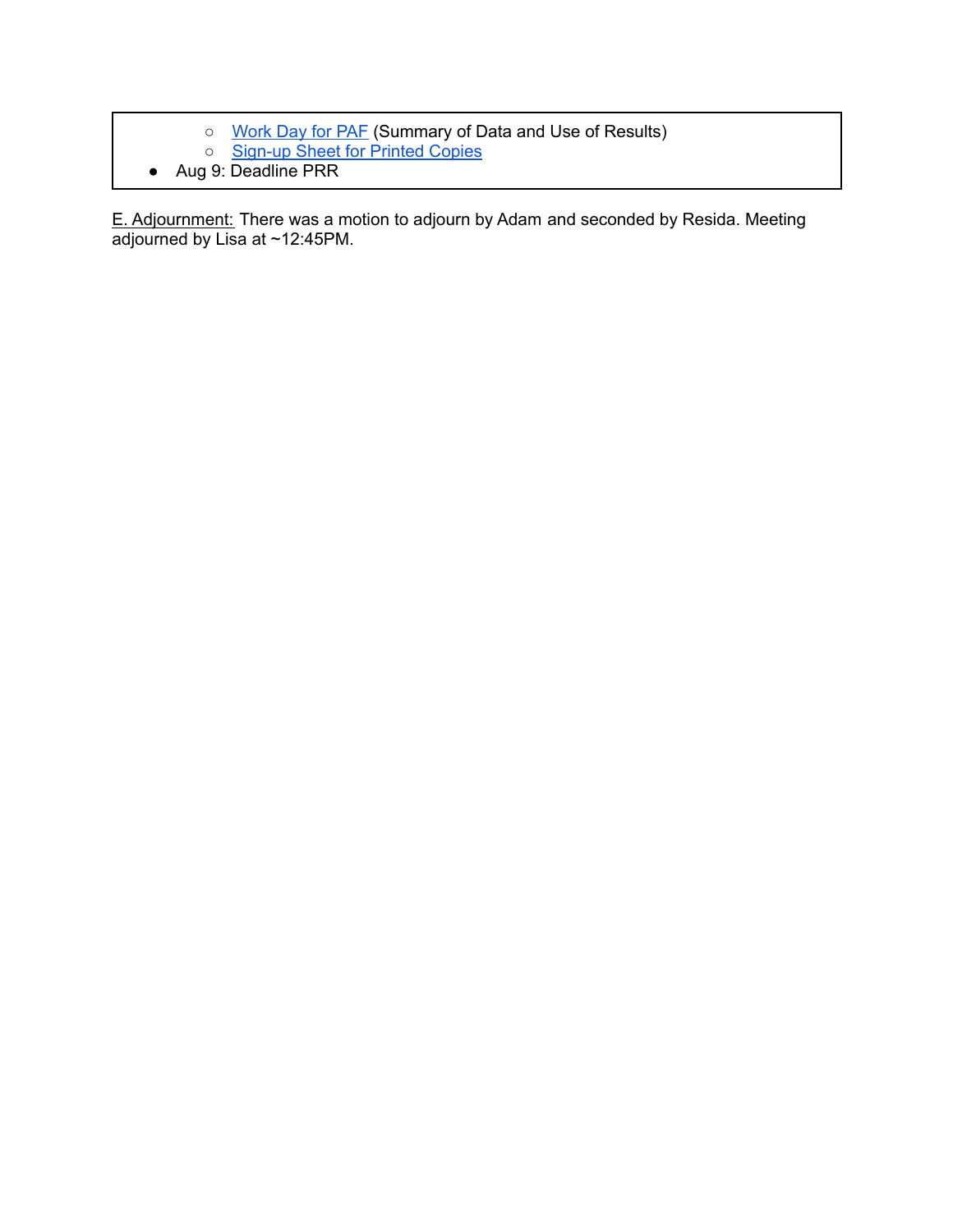- [Work Day for PAF](#) (Summary of Data and Use of Results)
  - [Sign-up Sheet for Printed Copies](#)
- Aug 9: Deadline PRR

E. Adjournment: There was a motion to adjourn by Adam and seconded by Resida. Meeting adjourned by Lisa at ~12:45PM.